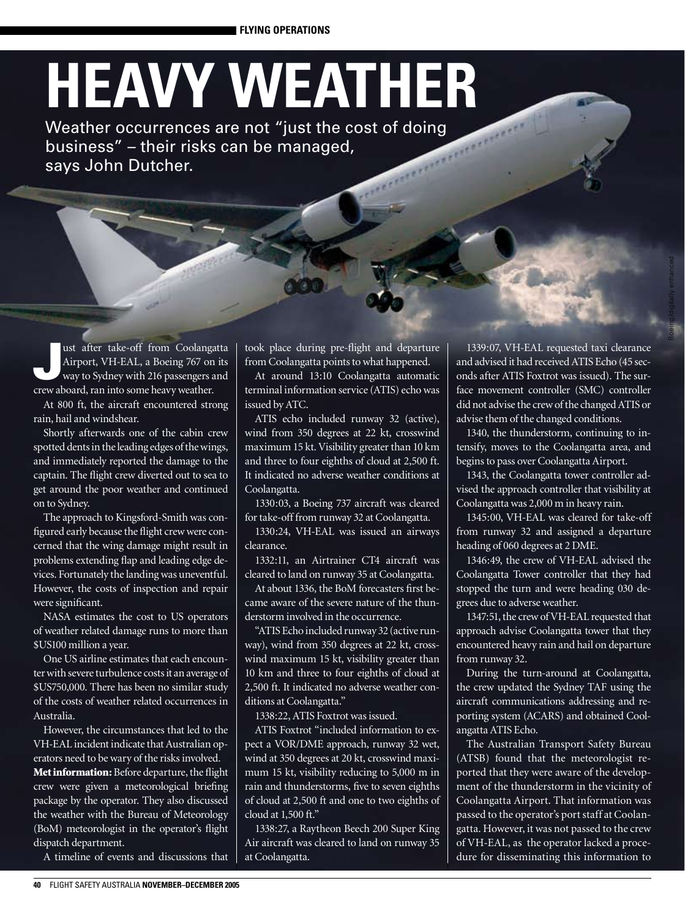# HEAVY WEATHER

Weather occurrences are not "just the cost of doing business" – their risks can be managed, says John Dutcher.

Just after take-off from Coolangatta Airport, VH-EAL, a Boeing 767 on its way to Sydney with 216 passengers and crew aboard, ran into some heavy weather.

At 800 ft, the aircraft encountered strong rain, hail and windshear.

Shortly afterwards one of the cabin crew spotted dents in the leading edges of the wings, and immediately reported the damage to the captain. The flight crew diverted out to sea to get around the poor weather and continued on to Sydney.

The approach to Kingsford-Smith was configured early because the flight crew were concerned that the wing damage might result in problems extending flap and leading edge devices. Fortunately the landing was uneventful. However, the costs of inspection and repair were significant.

NASA estimates the cost to US operators of weather related damage runs to more than $US100 million a year.

One US airline estimates that each encounter with severe turbulence costs it an average of $US750,000. There has been no similar study of the costs of weather related occurrences in Australia.

However, the circumstances that led to the VH-EAL incident indicate that Australian operators need to be wary of the risks involved.

**Met information:** Before departure, the flight crew were given a meteorological briefing package by the operator. They also discussed the weather with the Bureau of Meteorology (BoM) meteorologist in the operator's flight dispatch department.

A timeline of events and discussions that took place during pre-flight and departure from Coolangatta points to what happened.

At around 13:10 Coolangatta automatic terminal information service (ATIS) echo was issued by ATC.

ATIS echo included runway 32 (active), wind from 350 degrees at 22 kt, crosswind maximum 15 kt. Visibility greater than 10 km and three to four eighths of cloud at 2,500 ft. It indicated no adverse weather conditions at Coolangatta.

1330:03, a Boeing 737 aircraft was cleared for take-off from runway 32 at Coolangatta.

1330:24, VH-EAL was issued an airways clearance.

1332:11, an Airtrainer CT4 aircraft was cleared to land on runway 35 at Coolangatta.

At about 1336, the BoM forecasters first became aware of the severe nature of the thunderstorm involved in the occurrence.

"ATIS Echo included runway 32 (active runway), wind from 350 degrees at 22 kt, crosswind maximum 15 kt, visibility greater than 10 km and three to four eighths of cloud at 2,500 ft. It indicated no adverse weather conditions at Coolangatta."

1338:22, ATIS Foxtrot was issued.

ATIS Foxtrot "included information to expect a VOR/DME approach, runway 32 wet, wind at 350 degrees at 20 kt, crosswind maximum 15 kt, visibility reducing to 5,000 m in rain and thunderstorms, five to seven eighths of cloud at 2,500 ft and one to two eighths of cloud at 1,500 ft."

1338:27, a Raytheon Beech 200 Super King Air aircraft was cleared to land on runway 35 at Coolangatta.

1339:07, VH-EAL requested taxi clearance and advised it had received ATIS Echo (45 seconds after ATIS Foxtrot was issued). The surface movement controller (SMC) controller did not advise the crew of the changed ATIS or advise them of the changed conditions.

1340, the thunderstorm, continuing to intensify, moves to the Coolangatta area, and begins to pass over Coolangatta Airport.

1343, the Coolangatta tower controller advised the approach controller that visibility at Coolangatta was 2,000 m in heavy rain.

1345:00, VH-EAL was cleared for take-off from runway 32 and assigned a departure heading of 060 degrees at 2 DME.

1346:49, the crew of VH-EAL advised the Coolangatta Tower controller that they had stopped the turn and were heading 030 degrees due to adverse weather.

1347:51, the crew of VH-EAL requested that approach advise Coolangatta tower that they encountered heavy rain and hail on departure from runway 32.

During the turn-around at Coolangatta, the crew updated the Sydney TAF using the aircraft communications addressing and reporting system (ACARS) and obtained Coolangatta ATIS Echo.

The Australian Transport Safety Bureau (ATSB) found that the meteorologist reported that they were aware of the development of the thunderstorm in the vicinity of Coolangatta Airport. That information was passed to the operator's port staff at Coolangatta. However, it was not passed to the crew of VH-EAL, as the operator lacked a procedure for disseminating this information to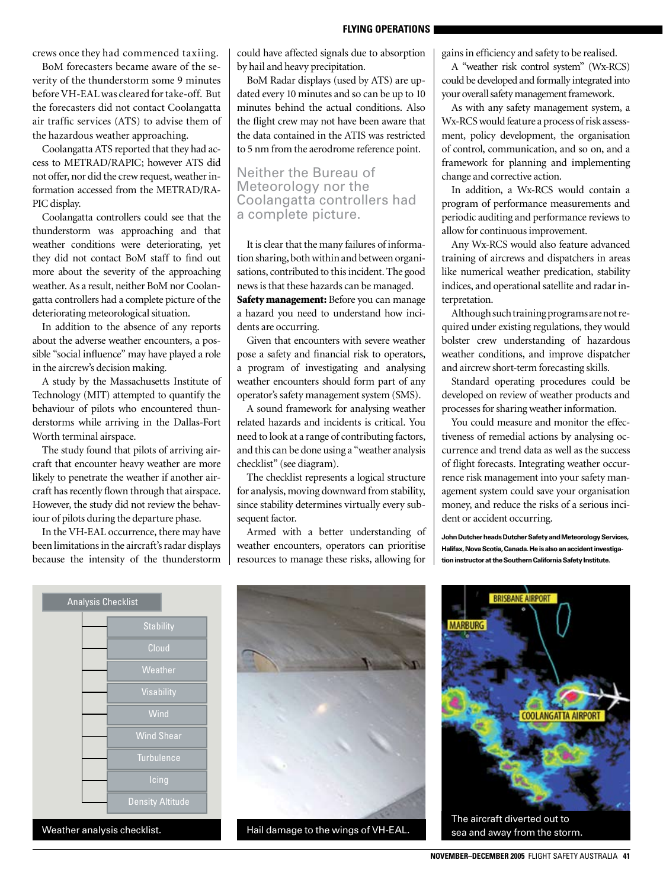crews once they had commenced taxiing.

BoM forecasters became aware of the severity of the thunderstorm some 9 minutes before VH-EAL was cleared for take-off. But the forecasters did not contact Coolangatta air traffic services (ATS) to advise them of the hazardous weather approaching.

Coolangatta ATS reported that they had access to METRAD/RAPIC; however ATS did not offer, nor did the crew request, weather information accessed from the METRAD/RAPIC display.

Coolangatta controllers could see that the thunderstorm was approaching and that weather conditions were deteriorating, yet they did not contact BoM staff to find out more about the severity of the approaching weather. As a result, neither BoM nor Coolangatta controllers had a complete picture of the deteriorating meteorological situation.

In addition to the absence of any reports about the adverse weather encounters, a possible "social influence" may have played a role in the aircrew's decision making.

A study by the Massachusetts Institute of Technology (MIT) attempted to quantify the behaviour of pilots who encountered thunderstorms while arriving in the Dallas-Fort Worth terminal airspace.

The study found that pilots of arriving aircraft that encounter heavy weather are more likely to penetrate the weather if another aircraft has recently flown through that airspace. However, the study did not review the behaviour of pilots during the departure phase.

In the VH-EAL occurrence, there may have been limitations in the aircraft's radar displays because the intensity of the thunderstorm could have affected signals due to absorption by hail and heavy precipitation.

BoM Radar displays (used by ATS) are updated every 10 minutes and so can be up to 10 minutes behind the actual conditions. Also the flight crew may not have been aware that the data contained in the ATIS was restricted to 5 nm from the aerodrome reference point.

> Neither the Bureau of Meteorology nor the Coolangatta controllers had a complete picture.

It is clear that the many failures of information sharing, both within and between organisations, contributed to this incident. The good news is that these hazards can be managed.

**Safety management:** Before you can manage a hazard you need to understand how incidents are occurring.

Given that encounters with severe weather pose a safety and financial risk to operators, a program of investigating and analysing weather encounters should form part of any operator's safety management system (SMS).

A sound framework for analysing weather related hazards and incidents is critical. You need to look at a range of contributing factors, and this can be done using a "weather analysis checklist" (see diagram).

The checklist represents a logical structure for analysis, moving downward from stability, since stability determines virtually every subsequent factor.

Armed with a better understanding of weather encounters, operators can prioritise resources to manage these risks, allowing for gains in efficiency and safety to be realised.

A "weather risk control system" (Wx-RCS) could be developed and formally integrated into your overall safety management framework.

As with any safety management system, a Wx-RCS would feature a process of risk assessment, policy development, the organisation of control, communication, and so on, and a framework for planning and implementing change and corrective action.

In addition, a Wx-RCS would contain a program of performance measurements and periodic auditing and performance reviews to allow for continuous improvement.

Any Wx-RCS would also feature advanced training of aircrews and dispatchers in areas like numerical weather predication, stability indices, and operational satellite and radar interpretation.

Although such training programs are not required under existing regulations, they would bolster crew understanding of hazardous weather conditions, and improve dispatcher and aircrew short-term forecasting skills.

Standard operating procedures could be developed on review of weather products and processes for sharing weather information.

You could measure and monitor the effectiveness of remedial actions by analysing occurrence and trend data as well as the success of flight forecasts. Integrating weather occurrence risk management into your safety management system could save your organisation money, and reduce the risks of a serious incident or accident occurring.

**John Dutcher heads Dutcher Safety and Meteorology Services, Halifax, Nova Scotia, Canada. He is also an accident investigation instructor at the Southern California Safety Institute.**

Analysis Checklist

- Stability
- Cloud
- Weather
- Visability
- Wind
- Wind Shear
- Turbulence
- Icing
- Density Altitude

Weather analysis checklist.

Hail damage to the wings of VH-EAL.

BRISBANE AIRPORT
MARBURG
COOLANGATTA AIRPORT

The aircraft diverted out to sea and away from the storm.